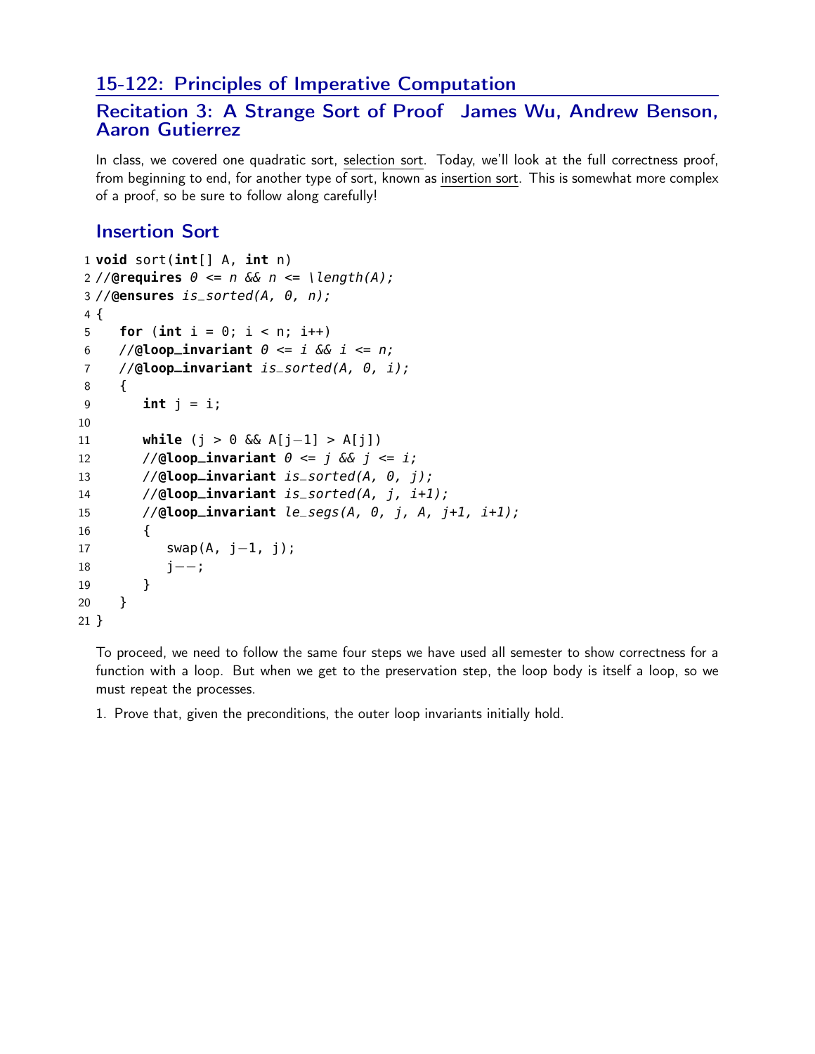## 15-122: Principles of Imperative Computation

## Recitation 3: A Strange Sort of Proof James Wu, Andrew Benson, Aaron Gutierrez

In class, we covered one quadratic sort, selection sort. Today, we'll look at the full correctness proof, from beginning to end, for another type of sort, known as insertion sort. This is somewhat more complex of a proof, so be sure to follow along carefully!

## Insertion Sort

```
1  void sort(int[] A, int n)
2  //@requires 0 <= n && n <= \length(A);
3  //@ensures is_sorted(A, 0, n);
4  {
5     for (int i = 0; i < n; i++)
6     //@loop_invariant 0 <= i && i <= n;
7     //@loop_invariant is_sorted(A, 0, i);
8     {
9        int j = i;
10
11       while (j > 0 && A[j-1] > A[j])
12       //@loop_invariant 0 <= j && j <= i;
13       //@loop_invariant is_sorted(A, 0, j);
14       //@loop_invariant is_sorted(A, j, i+1);
15       //@loop_invariant le_segs(A, 0, j, A, j+1, i+1);
16       {
17          swap(A, j-1, j);
18          j--;
19       }
20    }
21 }
```

To proceed, we need to follow the same four steps we have used all semester to show correctness for a function with a loop. But when we get to the preservation step, the loop body is itself a loop, so we must repeat the processes.

1. Prove that, given the preconditions, the outer loop invariants initially hold.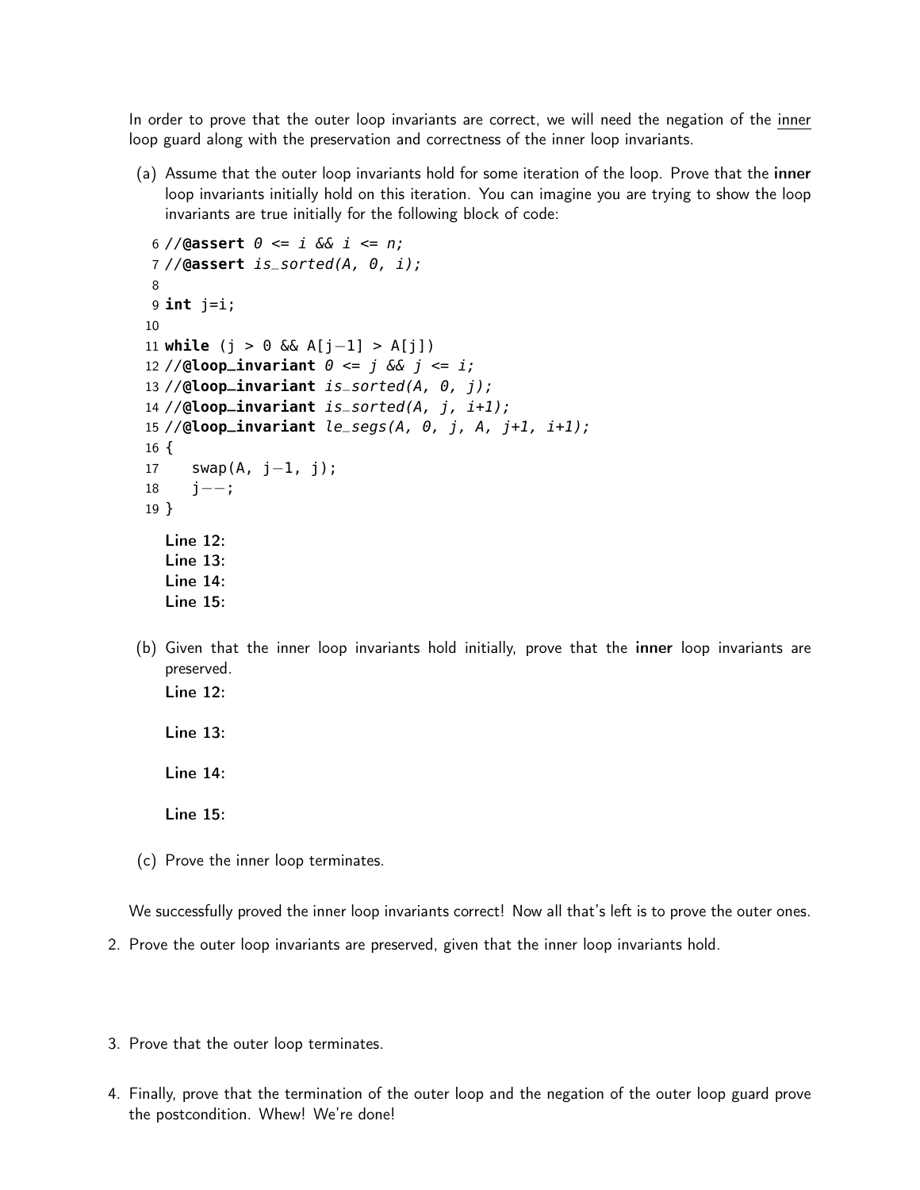In order to prove that the outer loop invariants are correct, we will need the negation of the <u>inner</u> loop guard along with the preservation and correctness of the inner loop invariants.

(a) Assume that the outer loop invariants hold for some iteration of the loop. Prove that the **inner** loop invariants initially hold on this iteration. You can imagine you are trying to show the loop invariants are true initially for the following block of code:

```
6 //@assert 0 <= i && i <= n;
7 //@assert is_sorted(A, 0, i);
8
9 int j=i;
10
11 while (j > 0 && A[j-1] > A[j])
12 //@loop_invariant 0 <= j && j <= i;
13 //@loop_invariant is_sorted(A, 0, j);
14 //@loop_invariant is_sorted(A, j, i+1);
15 //@loop_invariant le_segs(A, 0, j, A, j+1, i+1);
16 {
17     swap(A, j-1, j);
18     j--;
19 }
```

**Line 12:**
**Line 13:**
**Line 14:**
**Line 15:**

(b) Given that the inner loop invariants hold initially, prove that the **inner** loop invariants are preserved.

**Line 12:**

**Line 13:**

**Line 14:**

**Line 15:**

(c) Prove the inner loop terminates.

We successfully proved the inner loop invariants correct! Now all that's left is to prove the outer ones.

2. Prove the outer loop invariants are preserved, given that the inner loop invariants hold.

3. Prove that the outer loop terminates.

4. Finally, prove that the termination of the outer loop and the negation of the outer loop guard prove the postcondition. Whew! We're done!